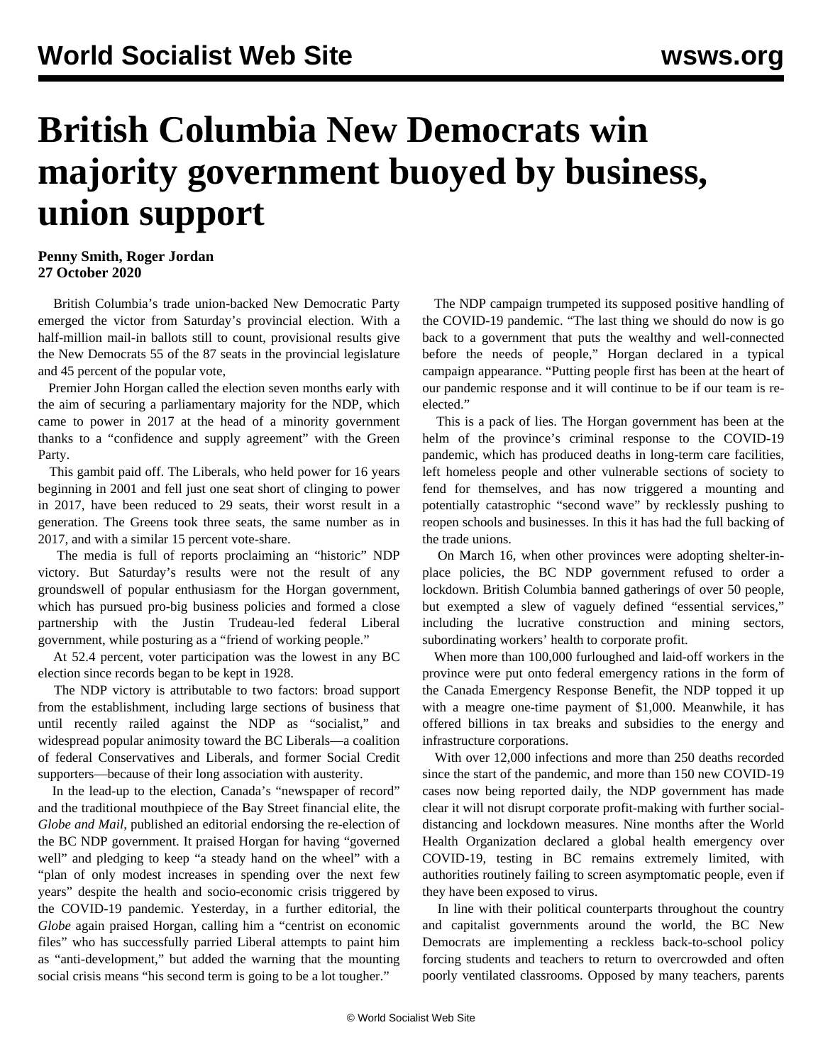# British Columbia New Democrats win majority government buoyed by business, union support

**Penny Smith, Roger Jordan**
**27 October 2020**

British Columbia's trade union-backed New Democratic Party emerged the victor from Saturday's provincial election. With a half-million mail-in ballots still to count, provisional results give the New Democrats 55 of the 87 seats in the provincial legislature and 45 percent of the popular vote,

Premier John Horgan called the election seven months early with the aim of securing a parliamentary majority for the NDP, which came to power in 2017 at the head of a minority government thanks to a "confidence and supply agreement" with the Green Party.

This gambit paid off. The Liberals, who held power for 16 years beginning in 2001 and fell just one seat short of clinging to power in 2017, have been reduced to 29 seats, their worst result in a generation. The Greens took three seats, the same number as in 2017, and with a similar 15 percent vote-share.

The media is full of reports proclaiming an "historic" NDP victory. But Saturday's results were not the result of any groundswell of popular enthusiasm for the Horgan government, which has pursued pro-big business policies and formed a close partnership with the Justin Trudeau-led federal Liberal government, while posturing as a "friend of working people."

At 52.4 percent, voter participation was the lowest in any BC election since records began to be kept in 1928.

The NDP victory is attributable to two factors: broad support from the establishment, including large sections of business that until recently railed against the NDP as "socialist," and widespread popular animosity toward the BC Liberals—a coalition of federal Conservatives and Liberals, and former Social Credit supporters—because of their long association with austerity.

In the lead-up to the election, Canada's "newspaper of record" and the traditional mouthpiece of the Bay Street financial elite, the *Globe and Mail,* published an editorial endorsing the re-election of the BC NDP government. It praised Horgan for having "governed well" and pledging to keep "a steady hand on the wheel" with a "plan of only modest increases in spending over the next few years" despite the health and socio-economic crisis triggered by the COVID-19 pandemic. Yesterday, in a further editorial, the *Globe* again praised Horgan, calling him a "centrist on economic files" who has successfully parried Liberal attempts to paint him as "anti-development," but added the warning that the mounting social crisis means "his second term is going to be a lot tougher."

The NDP campaign trumpeted its supposed positive handling of the COVID-19 pandemic. "The last thing we should do now is go back to a government that puts the wealthy and well-connected before the needs of people," Horgan declared in a typical campaign appearance. "Putting people first has been at the heart of our pandemic response and it will continue to be if our team is re-elected."

This is a pack of lies. The Horgan government has been at the helm of the province's criminal response to the COVID-19 pandemic, which has produced deaths in long-term care facilities, left homeless people and other vulnerable sections of society to fend for themselves, and has now triggered a mounting and potentially catastrophic "second wave" by recklessly pushing to reopen schools and businesses. In this it has had the full backing of the trade unions.

On March 16, when other provinces were adopting shelter-in-place policies, the BC NDP government refused to order a lockdown. British Columbia banned gatherings of over 50 people, but exempted a slew of vaguely defined "essential services," including the lucrative construction and mining sectors, subordinating workers' health to corporate profit.

When more than 100,000 furloughed and laid-off workers in the province were put onto federal emergency rations in the form of the Canada Emergency Response Benefit, the NDP topped it up with a meagre one-time payment of $1,000. Meanwhile, it has offered billions in tax breaks and subsidies to the energy and infrastructure corporations.

With over 12,000 infections and more than 250 deaths recorded since the start of the pandemic, and more than 150 new COVID-19 cases now being reported daily, the NDP government has made clear it will not disrupt corporate profit-making with further social-distancing and lockdown measures. Nine months after the World Health Organization declared a global health emergency over COVID-19, testing in BC remains extremely limited, with authorities routinely failing to screen asymptomatic people, even if they have been exposed to virus.

In line with their political counterparts throughout the country and capitalist governments around the world, the BC New Democrats are implementing a reckless back-to-school policy forcing students and teachers to return to overcrowded and often poorly ventilated classrooms. Opposed by many teachers, parents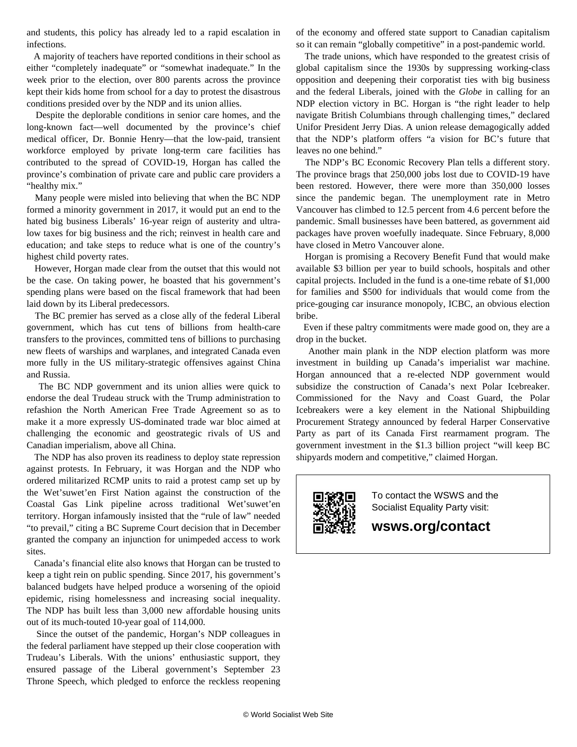and students, this policy has already led to a rapid escalation in infections.

A majority of teachers have reported conditions in their school as either "completely inadequate" or "somewhat inadequate." In the week prior to the election, over 800 parents across the province kept their kids home from school for a day to protest the disastrous conditions presided over by the NDP and its union allies.

Despite the deplorable conditions in senior care homes, and the long-known fact—well documented by the province's chief medical officer, Dr. Bonnie Henry—that the low-paid, transient workforce employed by private long-term care facilities has contributed to the spread of COVID-19, Horgan has called the province's combination of private care and public care providers a "healthy mix."

Many people were misled into believing that when the BC NDP formed a minority government in 2017, it would put an end to the hated big business Liberals' 16-year reign of austerity and ultra-low taxes for big business and the rich; reinvest in health care and education; and take steps to reduce what is one of the country's highest child poverty rates.

However, Horgan made clear from the outset that this would not be the case. On taking power, he boasted that his government's spending plans were based on the fiscal framework that had been laid down by its Liberal predecessors.

The BC premier has served as a close ally of the federal Liberal government, which has cut tens of billions from health-care transfers to the provinces, committed tens of billions to purchasing new fleets of warships and warplanes, and integrated Canada even more fully in the US military-strategic offensives against China and Russia.

The BC NDP government and its union allies were quick to endorse the deal Trudeau struck with the Trump administration to refashion the North American Free Trade Agreement so as to make it a more expressly US-dominated trade war bloc aimed at challenging the economic and geostrategic rivals of US and Canadian imperialism, above all China.

The NDP has also proven its readiness to deploy state repression against protests. In February, it was Horgan and the NDP who ordered militarized RCMP units to raid a protest camp set up by the Wet'suwet'en First Nation against the construction of the Coastal Gas Link pipeline across traditional Wet'suwet'en territory. Horgan infamously insisted that the "rule of law" needed "to prevail," citing a BC Supreme Court decision that in December granted the company an injunction for unimpeded access to work sites.

Canada's financial elite also knows that Horgan can be trusted to keep a tight rein on public spending. Since 2017, his government's balanced budgets have helped produce a worsening of the opioid epidemic, rising homelessness and increasing social inequality. The NDP has built less than 3,000 new affordable housing units out of its much-touted 10-year goal of 114,000.

Since the outset of the pandemic, Horgan's NDP colleagues in the federal parliament have stepped up their close cooperation with Trudeau's Liberals. With the unions' enthusiastic support, they ensured passage of the Liberal government's September 23 Throne Speech, which pledged to enforce the reckless reopening of the economy and offered state support to Canadian capitalism so it can remain "globally competitive" in a post-pandemic world.

The trade unions, which have responded to the greatest crisis of global capitalism since the 1930s by suppressing working-class opposition and deepening their corporatist ties with big business and the federal Liberals, joined with the *Globe* in calling for an NDP election victory in BC. Horgan is "the right leader to help navigate British Columbians through challenging times," declared Unifor President Jerry Dias. A union release demagogically added that the NDP's platform offers "a vision for BC's future that leaves no one behind."

The NDP's BC Economic Recovery Plan tells a different story. The province brags that 250,000 jobs lost due to COVID-19 have been restored. However, there were more than 350,000 losses since the pandemic began. The unemployment rate in Metro Vancouver has climbed to 12.5 percent from 4.6 percent before the pandemic. Small businesses have been battered, as government aid packages have proven woefully inadequate. Since February, 8,000 have closed in Metro Vancouver alone.

Horgan is promising a Recovery Benefit Fund that would make available $3 billion per year to build schools, hospitals and other capital projects. Included in the fund is a one-time rebate of $1,000 for families and $500 for individuals that would come from the price-gouging car insurance monopoly, ICBC, an obvious election bribe.

Even if these paltry commitments were made good on, they are a drop in the bucket.

Another main plank in the NDP election platform was more investment in building up Canada's imperialist war machine. Horgan announced that a re-elected NDP government would subsidize the construction of Canada's next Polar Icebreaker. Commissioned for the Navy and Coast Guard, the Polar Icebreakers were a key element in the National Shipbuilding Procurement Strategy announced by federal Harper Conservative Party as part of its Canada First rearmament program. The government investment in the $1.3 billion project "will keep BC shipyards modern and competitive," claimed Horgan.

To contact the WSWS and the Socialist Equality Party visit:

**wsws.org/contact**